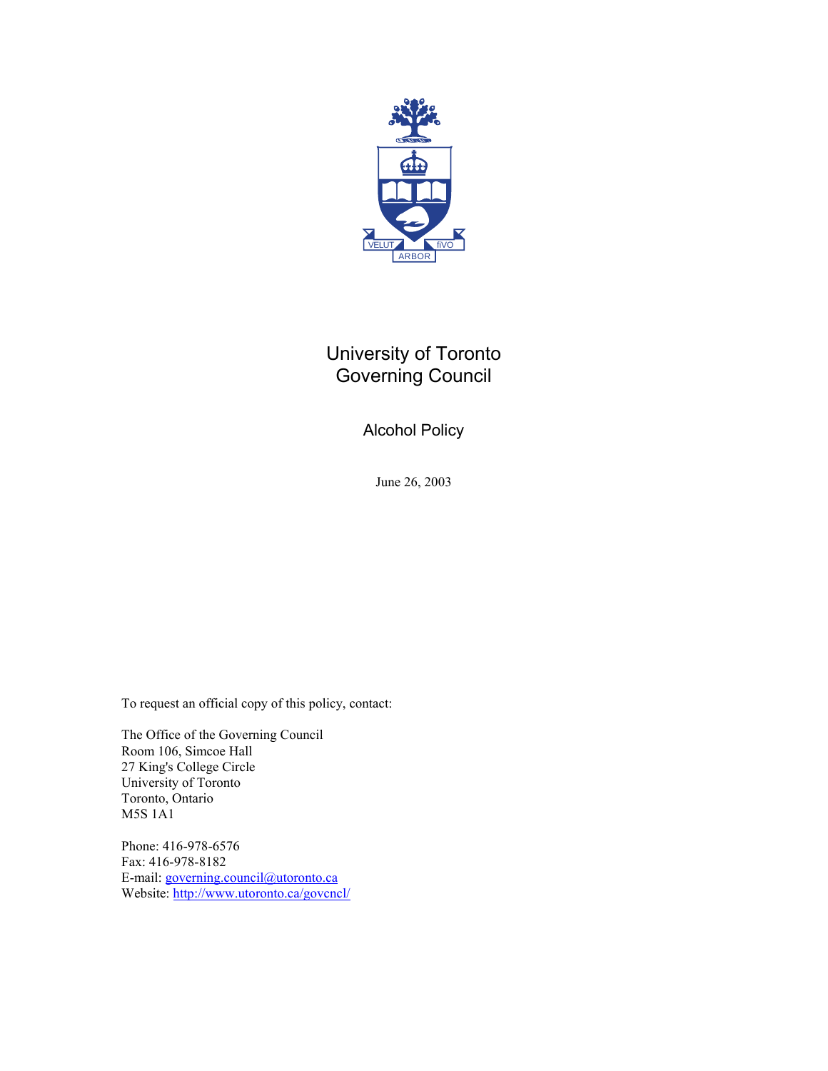# University of Toronto
# Governing Council

## Alcohol Policy

June 26, 2003

To request an official copy of this policy, contact:

The Office of the Governing Council
Room 106, Simcoe Hall
27 King's College Circle
University of Toronto
Toronto, Ontario
M5S 1A1

Phone: 416-978-6576
Fax: 416-978-8182
E-mail: governing.council@utoronto.ca
Website: http://www.utoronto.ca/govcncl/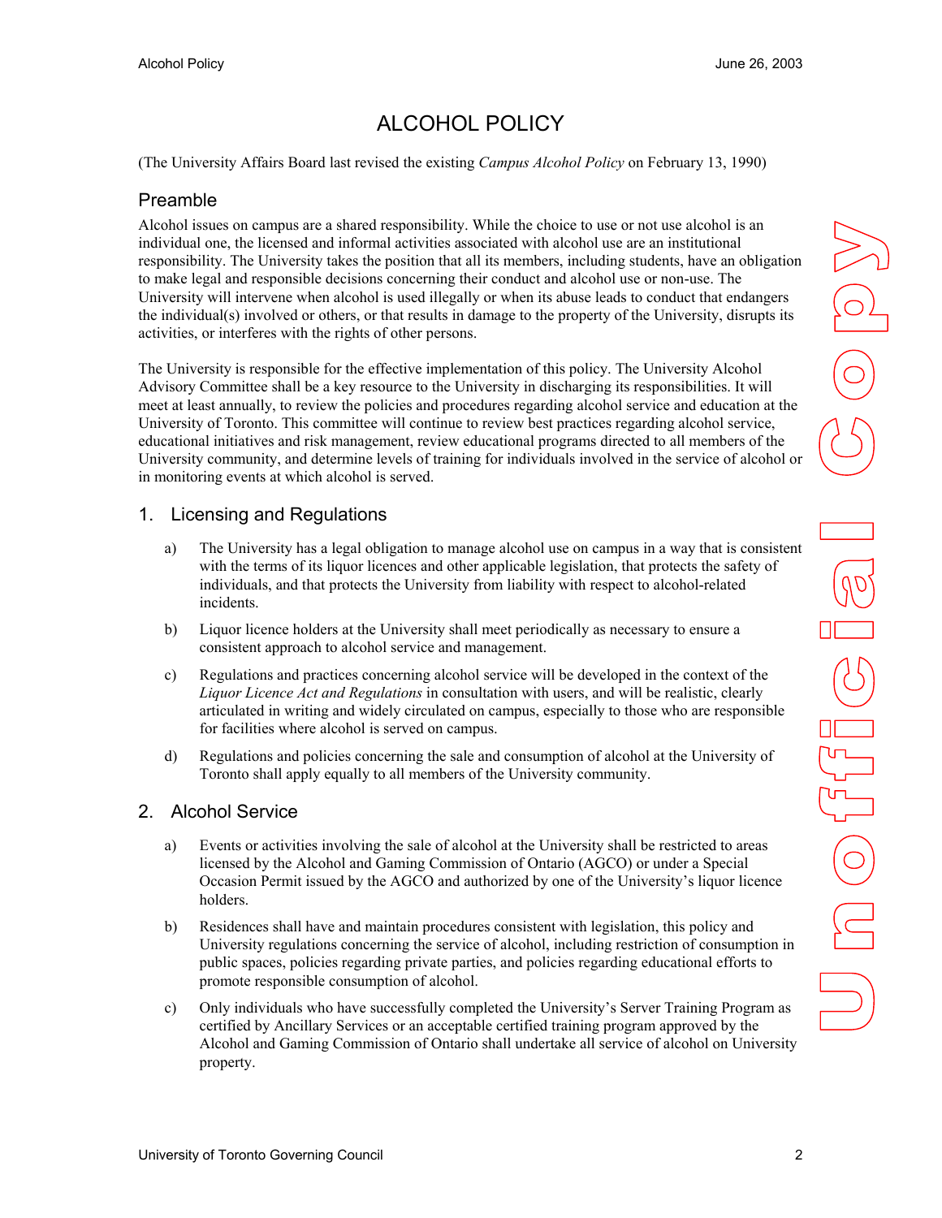# ALCOHOL POLICY

(The University Affairs Board last revised the existing *Campus Alcohol Policy* on February 13, 1990)

## Preamble

Alcohol issues on campus are a shared responsibility. While the choice to use or not use alcohol is an individual one, the licensed and informal activities associated with alcohol use are an institutional responsibility. The University takes the position that all its members, including students, have an obligation to make legal and responsible decisions concerning their conduct and alcohol use or non-use. The University will intervene when alcohol is used illegally or when its abuse leads to conduct that endangers the individual(s) involved or others, or that results in damage to the property of the University, disrupts its activities, or interferes with the rights of other persons.

The University is responsible for the effective implementation of this policy. The University Alcohol Advisory Committee shall be a key resource to the University in discharging its responsibilities. It will meet at least annually, to review the policies and procedures regarding alcohol service and education at the University of Toronto. This committee will continue to review best practices regarding alcohol service, educational initiatives and risk management, review educational programs directed to all members of the University community, and determine levels of training for individuals involved in the service of alcohol or in monitoring events at which alcohol is served.

## 1. Licensing and Regulations

a) The University has a legal obligation to manage alcohol use on campus in a way that is consistent with the terms of its liquor licences and other applicable legislation, that protects the safety of individuals, and that protects the University from liability with respect to alcohol-related incidents.

b) Liquor licence holders at the University shall meet periodically as necessary to ensure a consistent approach to alcohol service and management.

c) Regulations and practices concerning alcohol service will be developed in the context of the *Liquor Licence Act and Regulations* in consultation with users, and will be realistic, clearly articulated in writing and widely circulated on campus, especially to those who are responsible for facilities where alcohol is served on campus.

d) Regulations and policies concerning the sale and consumption of alcohol at the University of Toronto shall apply equally to all members of the University community.

## 2. Alcohol Service

a) Events or activities involving the sale of alcohol at the University shall be restricted to areas licensed by the Alcohol and Gaming Commission of Ontario (AGCO) or under a Special Occasion Permit issued by the AGCO and authorized by one of the University's liquor licence holders.

b) Residences shall have and maintain procedures consistent with legislation, this policy and University regulations concerning the service of alcohol, including restriction of consumption in public spaces, policies regarding private parties, and policies regarding educational efforts to promote responsible consumption of alcohol.

c) Only individuals who have successfully completed the University's Server Training Program as certified by Ancillary Services or an acceptable certified training program approved by the Alcohol and Gaming Commission of Ontario shall undertake all service of alcohol on University property.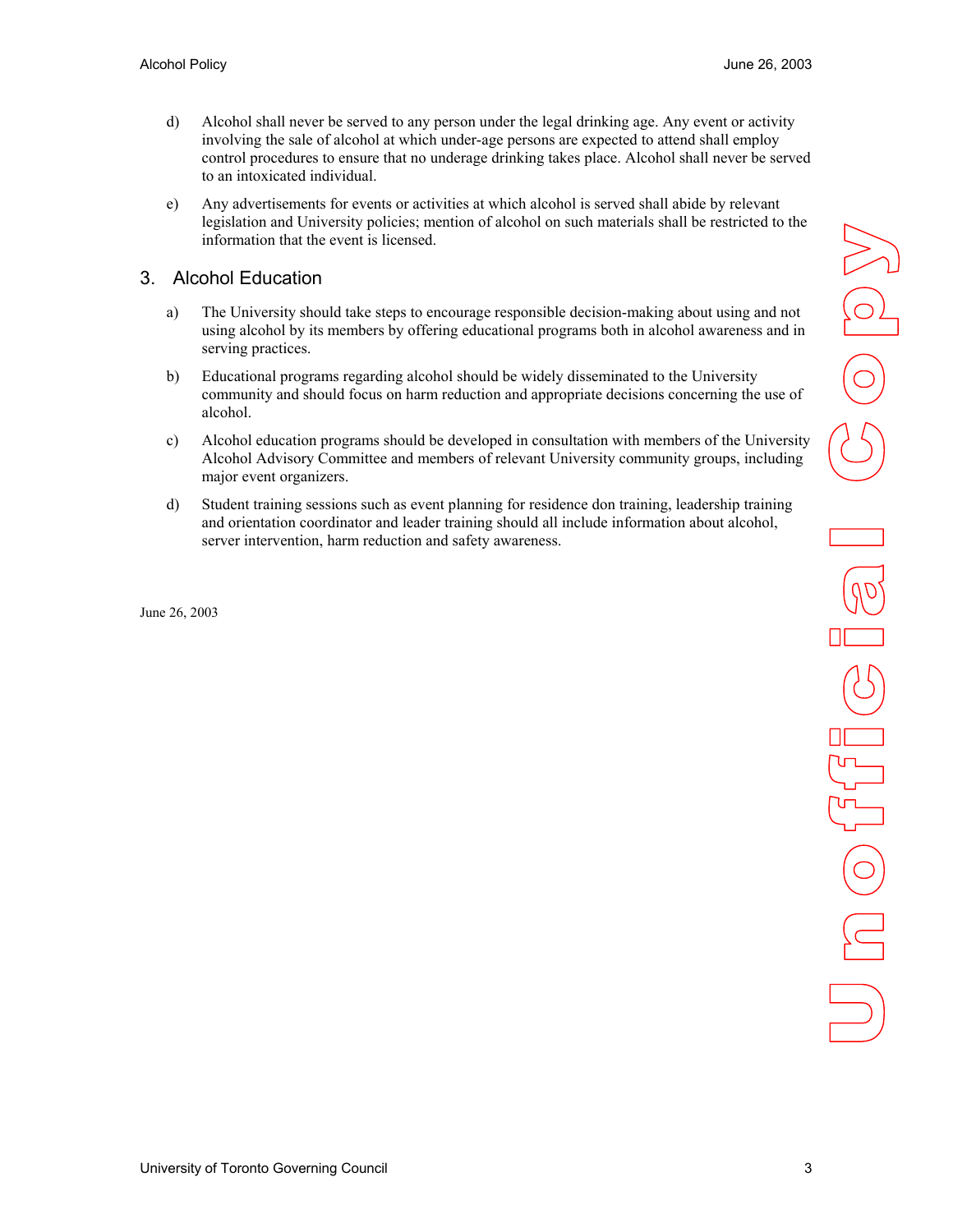d) Alcohol shall never be served to any person under the legal drinking age. Any event or activity involving the sale of alcohol at which under-age persons are expected to attend shall employ control procedures to ensure that no underage drinking takes place. Alcohol shall never be served to an intoxicated individual.

e) Any advertisements for events or activities at which alcohol is served shall abide by relevant legislation and University policies; mention of alcohol on such materials shall be restricted to the information that the event is licensed.

## 3. Alcohol Education

a) The University should take steps to encourage responsible decision-making about using and not using alcohol by its members by offering educational programs both in alcohol awareness and in serving practices.

b) Educational programs regarding alcohol should be widely disseminated to the University community and should focus on harm reduction and appropriate decisions concerning the use of alcohol.

c) Alcohol education programs should be developed in consultation with members of the University Alcohol Advisory Committee and members of relevant University community groups, including major event organizers.

d) Student training sessions such as event planning for residence don training, leadership training and orientation coordinator and leader training should all include information about alcohol, server intervention, harm reduction and safety awareness.

June 26, 2003

Unofficial Copy